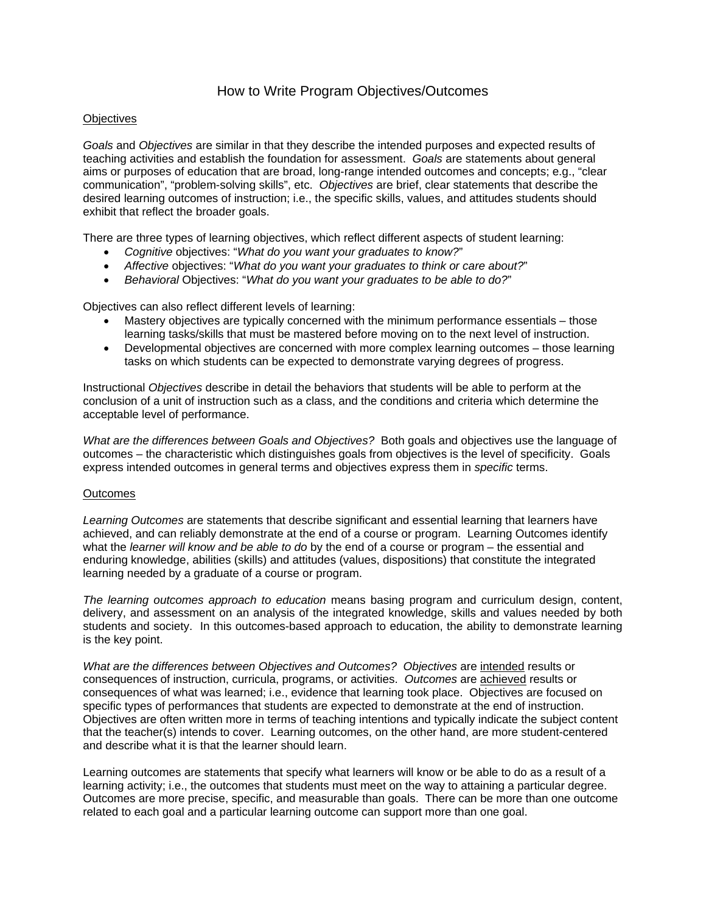# How to Write Program Objectives/Outcomes

## Objectives

*Goals* and *Objectives* are similar in that they describe the intended purposes and expected results of teaching activities and establish the foundation for assessment. *Goals* are statements about general aims or purposes of education that are broad, long-range intended outcomes and concepts; e.g., "clear communication", "problem-solving skills", etc. *Objectives* are brief, clear statements that describe the desired learning outcomes of instruction; i.e., the specific skills, values, and attitudes students should exhibit that reflect the broader goals.

There are three types of learning objectives, which reflect different aspects of student learning:

- *Cognitive* objectives: "*What do you want your graduates to know?*"
- *Affective* objectives: "*What do you want your graduates to think or care about?*"
- *Behavioral* Objectives: "*What do you want your graduates to be able to do?*"

Objectives can also reflect different levels of learning:

- Mastery objectives are typically concerned with the minimum performance essentials – those learning tasks/skills that must be mastered before moving on to the next level of instruction.
- Developmental objectives are concerned with more complex learning outcomes – those learning tasks on which students can be expected to demonstrate varying degrees of progress.

Instructional *Objectives* describe in detail the behaviors that students will be able to perform at the conclusion of a unit of instruction such as a class, and the conditions and criteria which determine the acceptable level of performance.

*What are the differences between Goals and Objectives?* Both goals and objectives use the language of outcomes – the characteristic which distinguishes goals from objectives is the level of specificity. Goals express intended outcomes in general terms and objectives express them in *specific* terms.

## Outcomes

*Learning Outcomes* are statements that describe significant and essential learning that learners have achieved, and can reliably demonstrate at the end of a course or program. Learning Outcomes identify what the *learner will know and be able to do* by the end of a course or program – the essential and enduring knowledge, abilities (skills) and attitudes (values, dispositions) that constitute the integrated learning needed by a graduate of a course or program.

*The learning outcomes approach to education* means basing program and curriculum design, content, delivery, and assessment on an analysis of the integrated knowledge, skills and values needed by both students and society. In this outcomes-based approach to education, the ability to demonstrate learning is the key point.

*What are the differences between Objectives and Outcomes? Objectives* are intended results or consequences of instruction, curricula, programs, or activities. *Outcomes* are achieved results or consequences of what was learned; i.e., evidence that learning took place. Objectives are focused on specific types of performances that students are expected to demonstrate at the end of instruction. Objectives are often written more in terms of teaching intentions and typically indicate the subject content that the teacher(s) intends to cover. Learning outcomes, on the other hand, are more student-centered and describe what it is that the learner should learn.

Learning outcomes are statements that specify what learners will know or be able to do as a result of a learning activity; i.e., the outcomes that students must meet on the way to attaining a particular degree. Outcomes are more precise, specific, and measurable than goals. There can be more than one outcome related to each goal and a particular learning outcome can support more than one goal.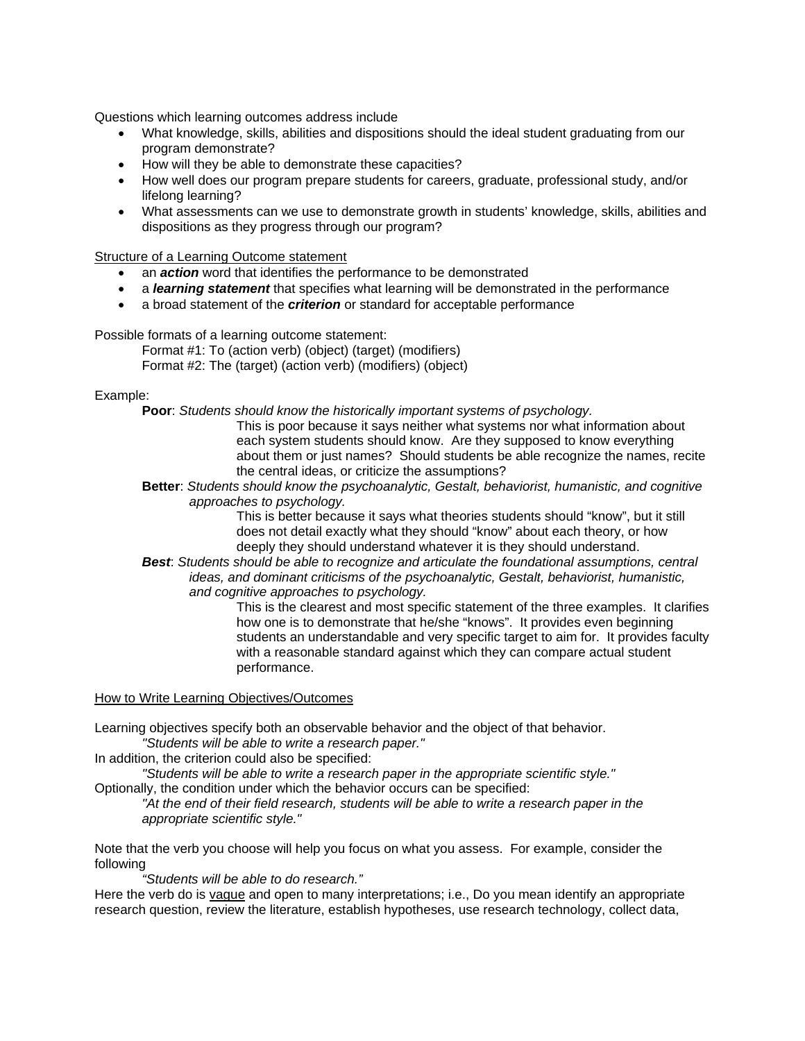Questions which learning outcomes address include

- What knowledge, skills, abilities and dispositions should the ideal student graduating from our program demonstrate?
- How will they be able to demonstrate these capacities?
- How well does our program prepare students for careers, graduate, professional study, and/or lifelong learning?
- What assessments can we use to demonstrate growth in students' knowledge, skills, abilities and dispositions as they progress through our program?

<u>Structure of a Learning Outcome statement</u>

- an ***action*** word that identifies the performance to be demonstrated
- a ***learning statement*** that specifies what learning will be demonstrated in the performance
- a broad statement of the ***criterion*** or standard for acceptable performance

Possible formats of a learning outcome statement:

Format #1: To (action verb) (object) (target) (modifiers)
Format #2: The (target) (action verb) (modifiers) (object)

Example:

**Poor**: *Students should know the historically important systems of psychology.*

This is poor because it says neither what systems nor what information about each system students should know. Are they supposed to know everything about them or just names? Should students be able recognize the names, recite the central ideas, or criticize the assumptions?

**Better**: *Students should know the psychoanalytic, Gestalt, behaviorist, humanistic, and cognitive approaches to psychology.*

This is better because it says what theories students should "know", but it still does not detail exactly what they should "know" about each theory, or how deeply they should understand whatever it is they should understand.

***Best***: *Students should be able to recognize and articulate the foundational assumptions, central ideas, and dominant criticisms of the psychoanalytic, Gestalt, behaviorist, humanistic, and cognitive approaches to psychology.*

This is the clearest and most specific statement of the three examples. It clarifies how one is to demonstrate that he/she "knows". It provides even beginning students an understandable and very specific target to aim for. It provides faculty with a reasonable standard against which they can compare actual student performance.

<u>How to Write Learning Objectives/Outcomes</u>

Learning objectives specify both an observable behavior and the object of that behavior.

*"Students will be able to write a research paper."*

In addition, the criterion could also be specified:

*"Students will be able to write a research paper in the appropriate scientific style."*

Optionally, the condition under which the behavior occurs can be specified:

*"At the end of their field research, students will be able to write a research paper in the appropriate scientific style."*

Note that the verb you choose will help you focus on what you assess. For example, consider the following

*"Students will be able to do research."*

Here the verb do is <u>vague</u> and open to many interpretations; i.e., Do you mean identify an appropriate research question, review the literature, establish hypotheses, use research technology, collect data,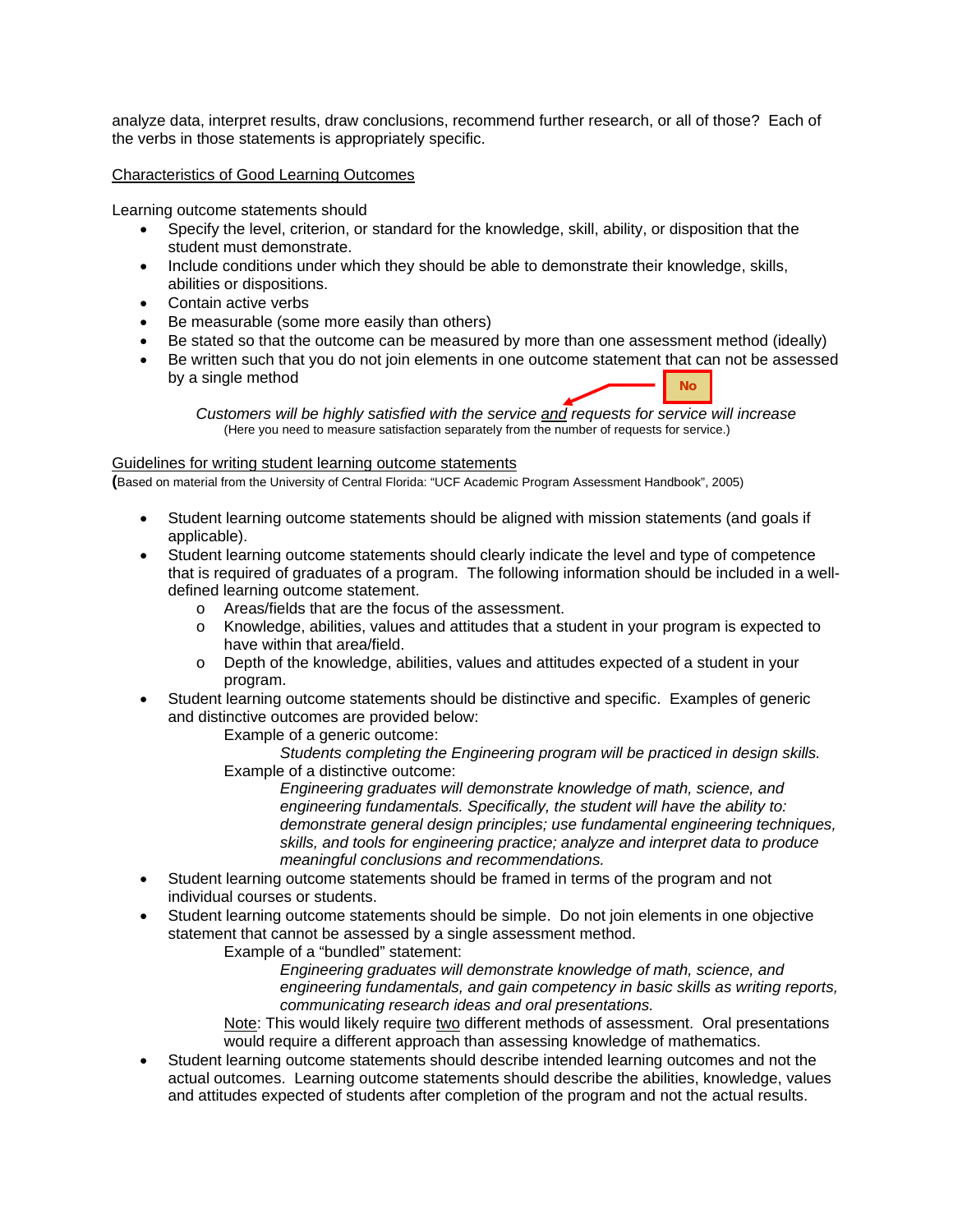analyze data, interpret results, draw conclusions, recommend further research, or all of those? Each of the verbs in those statements is appropriately specific.

<u>Characteristics of Good Learning Outcomes</u>

Learning outcome statements should

- Specify the level, criterion, or standard for the knowledge, skill, ability, or disposition that the student must demonstrate.
- Include conditions under which they should be able to demonstrate their knowledge, skills, abilities or dispositions.
- Contain active verbs
- Be measurable (some more easily than others)
- Be stated so that the outcome can be measured by more than one assessment method (ideally)
- Be written such that you do not join elements in one outcome statement that can not be assessed by a single method

**No**

*Customers will be highly satisfied with the service <u>and</u> requests for service will increase*
(Here you need to measure satisfaction separately from the number of requests for service.)

<u>Guidelines for writing student learning outcome statements</u>
**(**Based on material from the University of Central Florida: "UCF Academic Program Assessment Handbook", 2005)

- Student learning outcome statements should be aligned with mission statements (and goals if applicable).
- Student learning outcome statements should clearly indicate the level and type of competence that is required of graduates of a program. The following information should be included in a well-defined learning outcome statement.
  - Areas/fields that are the focus of the assessment.
  - Knowledge, abilities, values and attitudes that a student in your program is expected to have within that area/field.
  - Depth of the knowledge, abilities, values and attitudes expected of a student in your program.
- Student learning outcome statements should be distinctive and specific. Examples of generic and distinctive outcomes are provided below:

  Example of a generic outcome:

  *Students completing the Engineering program will be practiced in design skills.*

  Example of a distinctive outcome:

  *Engineering graduates will demonstrate knowledge of math, science, and engineering fundamentals. Specifically, the student will have the ability to: demonstrate general design principles; use fundamental engineering techniques, skills, and tools for engineering practice; analyze and interpret data to produce meaningful conclusions and recommendations.*
- Student learning outcome statements should be framed in terms of the program and not individual courses or students.
- Student learning outcome statements should be simple. Do not join elements in one objective statement that cannot be assessed by a single assessment method.

  Example of a "bundled" statement:

  *Engineering graduates will demonstrate knowledge of math, science, and engineering fundamentals, and gain competency in basic skills as writing reports, communicating research ideas and oral presentations.*

  <u>Note</u>: This would likely require <u>two</u> different methods of assessment. Oral presentations would require a different approach than assessing knowledge of mathematics.
- Student learning outcome statements should describe intended learning outcomes and not the actual outcomes. Learning outcome statements should describe the abilities, knowledge, values and attitudes expected of students after completion of the program and not the actual results.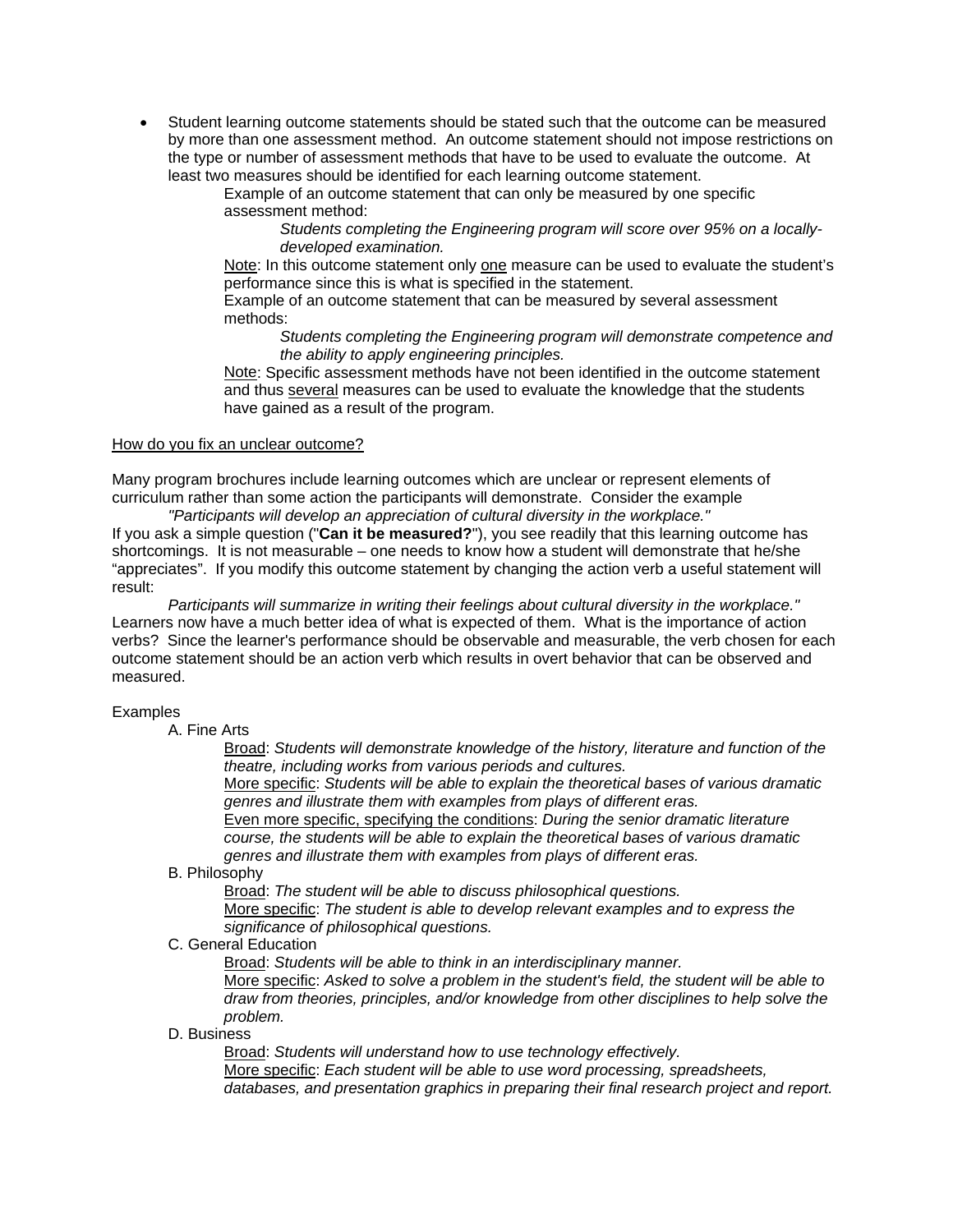- Student learning outcome statements should be stated such that the outcome can be measured by more than one assessment method. An outcome statement should not impose restrictions on the type or number of assessment methods that have to be used to evaluate the outcome. At least two measures should be identified for each learning outcome statement.

  Example of an outcome statement that can only be measured by one specific assessment method:

  *Students completing the Engineering program will score over 95% on a locally-developed examination.*

  Note: In this outcome statement only one measure can be used to evaluate the student's performance since this is what is specified in the statement.

  Example of an outcome statement that can be measured by several assessment methods:

  *Students completing the Engineering program will demonstrate competence and the ability to apply engineering principles.*

  Note: Specific assessment methods have not been identified in the outcome statement and thus several measures can be used to evaluate the knowledge that the students have gained as a result of the program.

How do you fix an unclear outcome?

Many program brochures include learning outcomes which are unclear or represent elements of curriculum rather than some action the participants will demonstrate. Consider the example

*"Participants will develop an appreciation of cultural diversity in the workplace."*

If you ask a simple question ("**Can it be measured?**"), you see readily that this learning outcome has shortcomings. It is not measurable – one needs to know how a student will demonstrate that he/she "appreciates". If you modify this outcome statement by changing the action verb a useful statement will result:

*Participants will summarize in writing their feelings about cultural diversity in the workplace."*

Learners now have a much better idea of what is expected of them. What is the importance of action verbs? Since the learner's performance should be observable and measurable, the verb chosen for each outcome statement should be an action verb which results in overt behavior that can be observed and measured.

Examples

A. Fine Arts

Broad: *Students will demonstrate knowledge of the history, literature and function of the theatre, including works from various periods and cultures.*

More specific: *Students will be able to explain the theoretical bases of various dramatic genres and illustrate them with examples from plays of different eras.*

Even more specific, specifying the conditions: *During the senior dramatic literature course, the students will be able to explain the theoretical bases of various dramatic genres and illustrate them with examples from plays of different eras.*

B. Philosophy

Broad: *The student will be able to discuss philosophical questions.*

More specific: *The student is able to develop relevant examples and to express the significance of philosophical questions.*

C. General Education

Broad: *Students will be able to think in an interdisciplinary manner.*

More specific: *Asked to solve a problem in the student's field, the student will be able to draw from theories, principles, and/or knowledge from other disciplines to help solve the problem.*

D. Business

Broad: *Students will understand how to use technology effectively.*

More specific: *Each student will be able to use word processing, spreadsheets, databases, and presentation graphics in preparing their final research project and report.*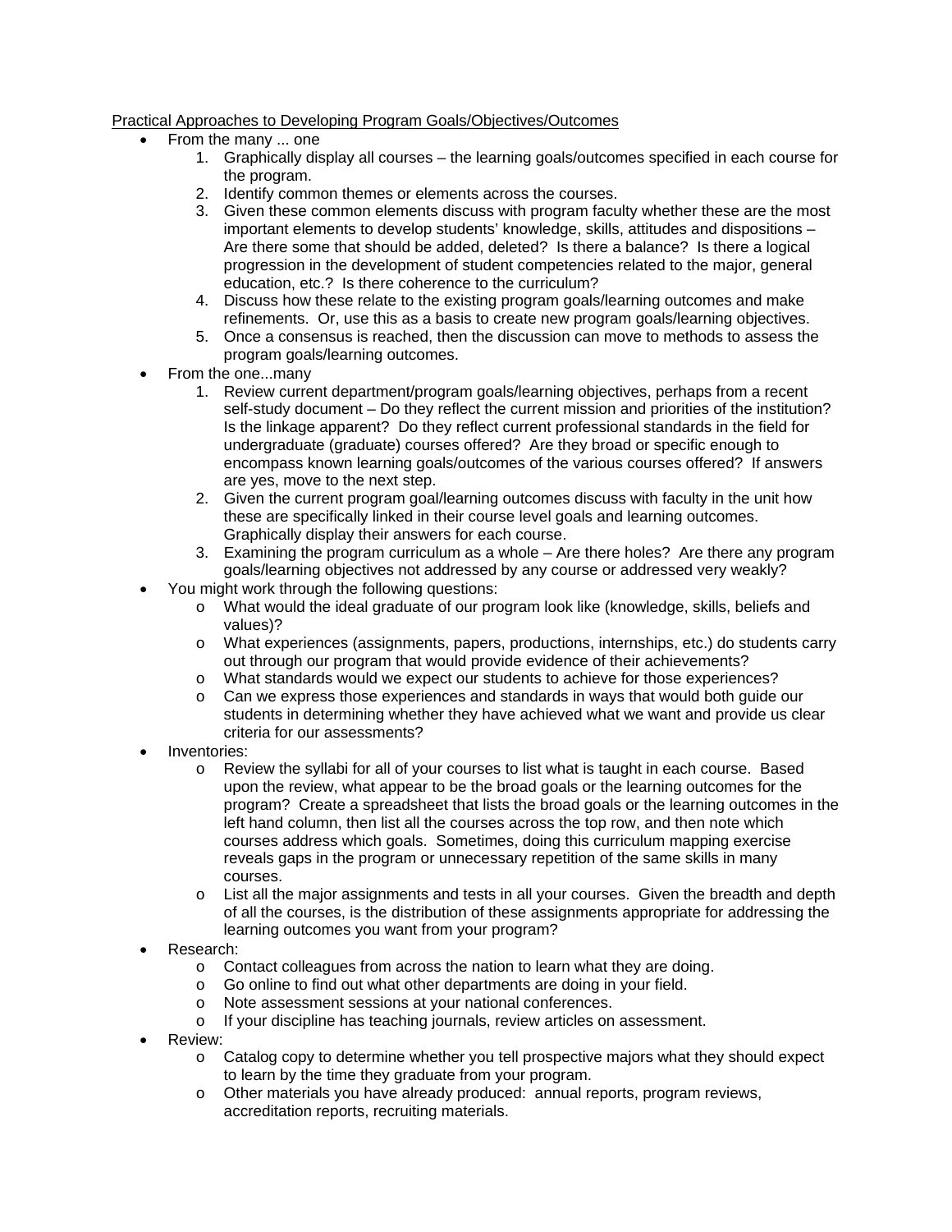<u>Practical Approaches to Developing Program Goals/Objectives/Outcomes</u>

- From the many ... one
  1. Graphically display all courses – the learning goals/outcomes specified in each course for the program.
  2. Identify common themes or elements across the courses.
  3. Given these common elements discuss with program faculty whether these are the most important elements to develop students' knowledge, skills, attitudes and dispositions – Are there some that should be added, deleted? Is there a balance? Is there a logical progression in the development of student competencies related to the major, general education, etc.? Is there coherence to the curriculum?
  4. Discuss how these relate to the existing program goals/learning outcomes and make refinements. Or, use this as a basis to create new program goals/learning objectives.
  5. Once a consensus is reached, then the discussion can move to methods to assess the program goals/learning outcomes.
- From the one...many
  1. Review current department/program goals/learning objectives, perhaps from a recent self-study document – Do they reflect the current mission and priorities of the institution? Is the linkage apparent? Do they reflect current professional standards in the field for undergraduate (graduate) courses offered? Are they broad or specific enough to encompass known learning goals/outcomes of the various courses offered? If answers are yes, move to the next step.
  2. Given the current program goal/learning outcomes discuss with faculty in the unit how these are specifically linked in their course level goals and learning outcomes. Graphically display their answers for each course.
  3. Examining the program curriculum as a whole – Are there holes? Are there any program goals/learning objectives not addressed by any course or addressed very weakly?
- You might work through the following questions:
  - What would the ideal graduate of our program look like (knowledge, skills, beliefs and values)?
  - What experiences (assignments, papers, productions, internships, etc.) do students carry out through our program that would provide evidence of their achievements?
  - What standards would we expect our students to achieve for those experiences?
  - Can we express those experiences and standards in ways that would both guide our students in determining whether they have achieved what we want and provide us clear criteria for our assessments?
- Inventories:
  - Review the syllabi for all of your courses to list what is taught in each course. Based upon the review, what appear to be the broad goals or the learning outcomes for the program? Create a spreadsheet that lists the broad goals or the learning outcomes in the left hand column, then list all the courses across the top row, and then note which courses address which goals. Sometimes, doing this curriculum mapping exercise reveals gaps in the program or unnecessary repetition of the same skills in many courses.
  - List all the major assignments and tests in all your courses. Given the breadth and depth of all the courses, is the distribution of these assignments appropriate for addressing the learning outcomes you want from your program?
- Research:
  - Contact colleagues from across the nation to learn what they are doing.
  - Go online to find out what other departments are doing in your field.
  - Note assessment sessions at your national conferences.
  - If your discipline has teaching journals, review articles on assessment.
- Review:
  - Catalog copy to determine whether you tell prospective majors what they should expect to learn by the time they graduate from your program.
  - Other materials you have already produced: annual reports, program reviews, accreditation reports, recruiting materials.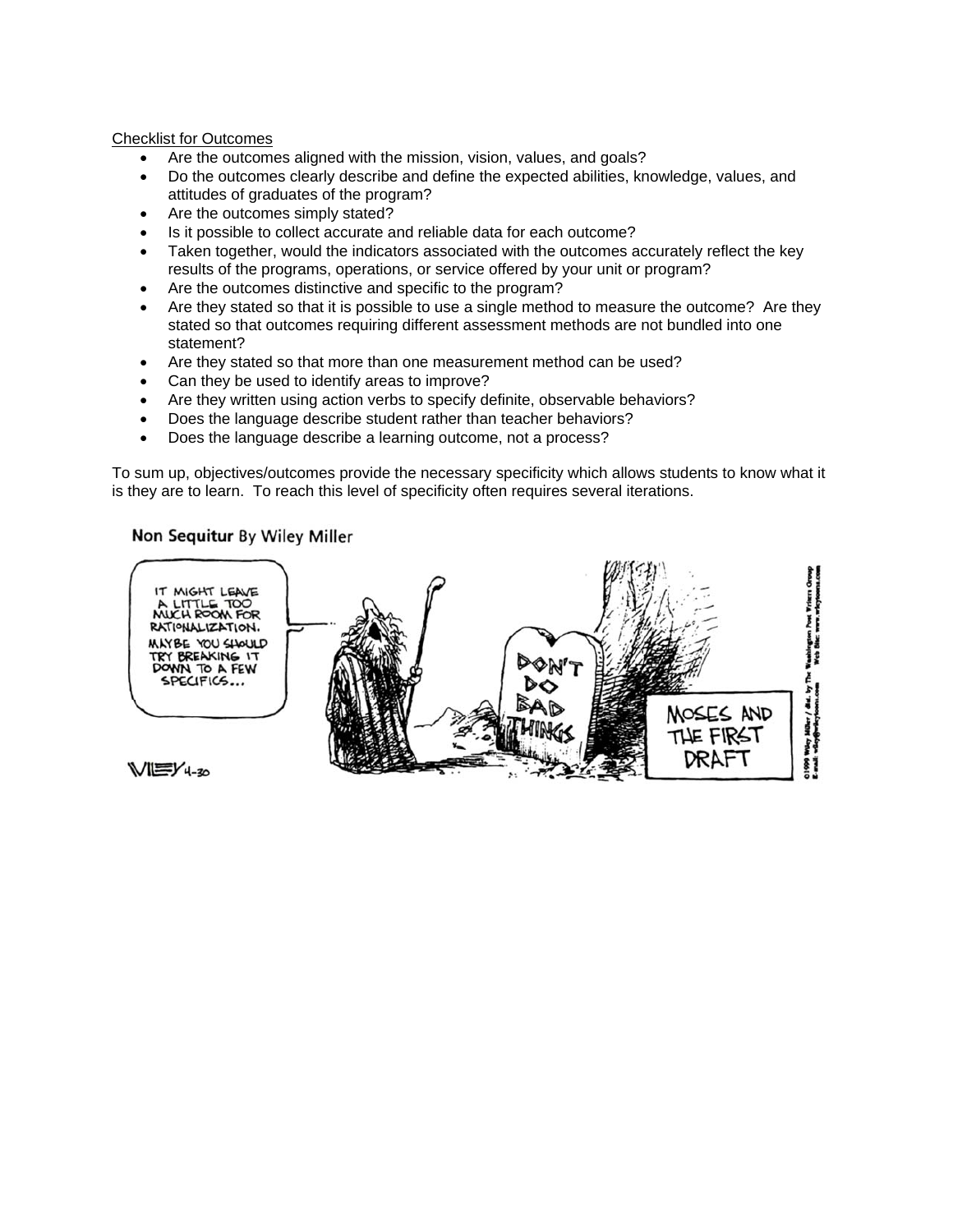Checklist for Outcomes

- Are the outcomes aligned with the mission, vision, values, and goals?
- Do the outcomes clearly describe and define the expected abilities, knowledge, values, and attitudes of graduates of the program?
- Are the outcomes simply stated?
- Is it possible to collect accurate and reliable data for each outcome?
- Taken together, would the indicators associated with the outcomes accurately reflect the key results of the programs, operations, or service offered by your unit or program?
- Are the outcomes distinctive and specific to the program?
- Are they stated so that it is possible to use a single method to measure the outcome? Are they stated so that outcomes requiring different assessment methods are not bundled into one statement?
- Are they stated so that more than one measurement method can be used?
- Can they be used to identify areas to improve?
- Are they written using action verbs to specify definite, observable behaviors?
- Does the language describe student rather than teacher behaviors?
- Does the language describe a learning outcome, not a process?

To sum up, objectives/outcomes provide the necessary specificity which allows students to know what it is they are to learn. To reach this level of specificity often requires several iterations.